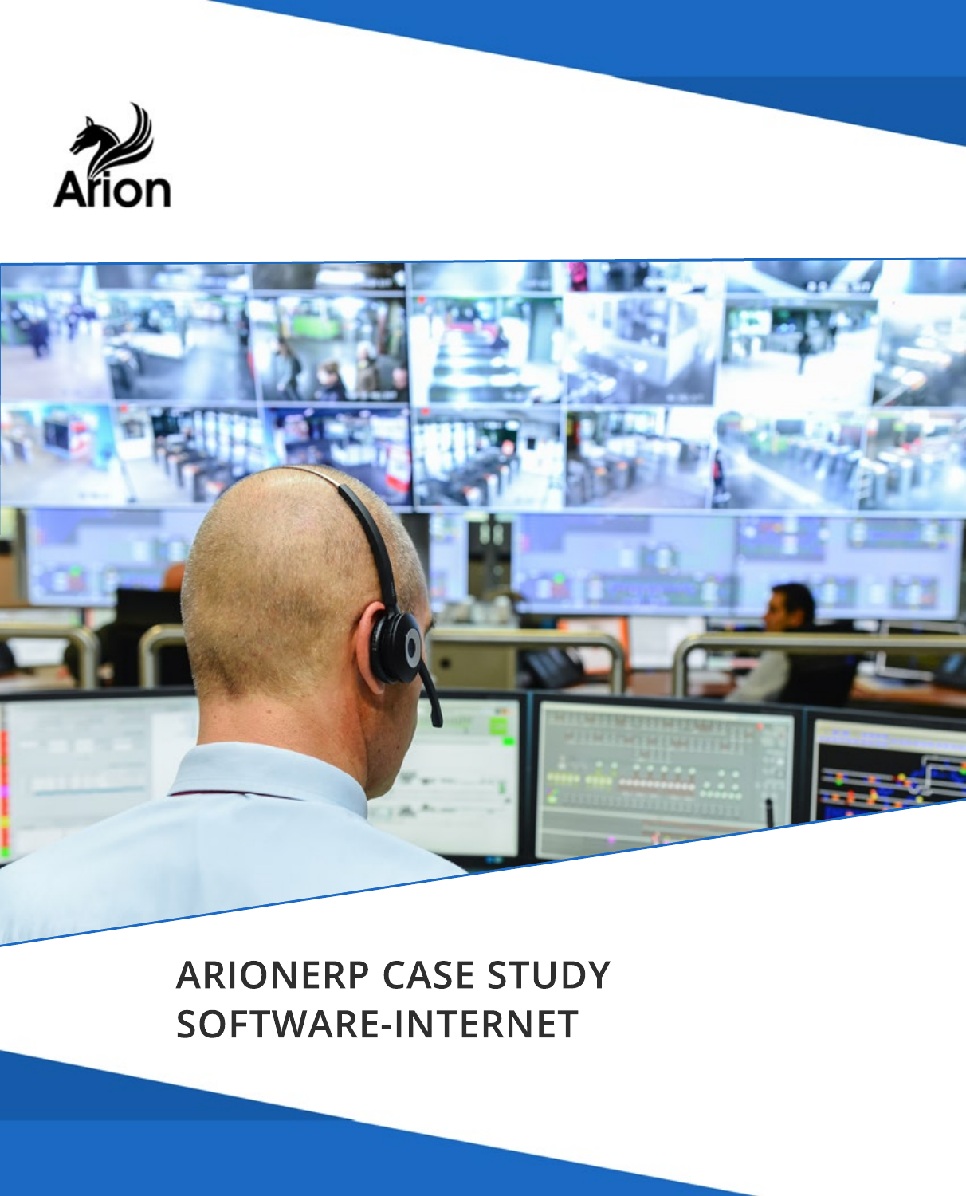Arion

# ARIONERP CASE STUDY SOFTWARE-INTERNET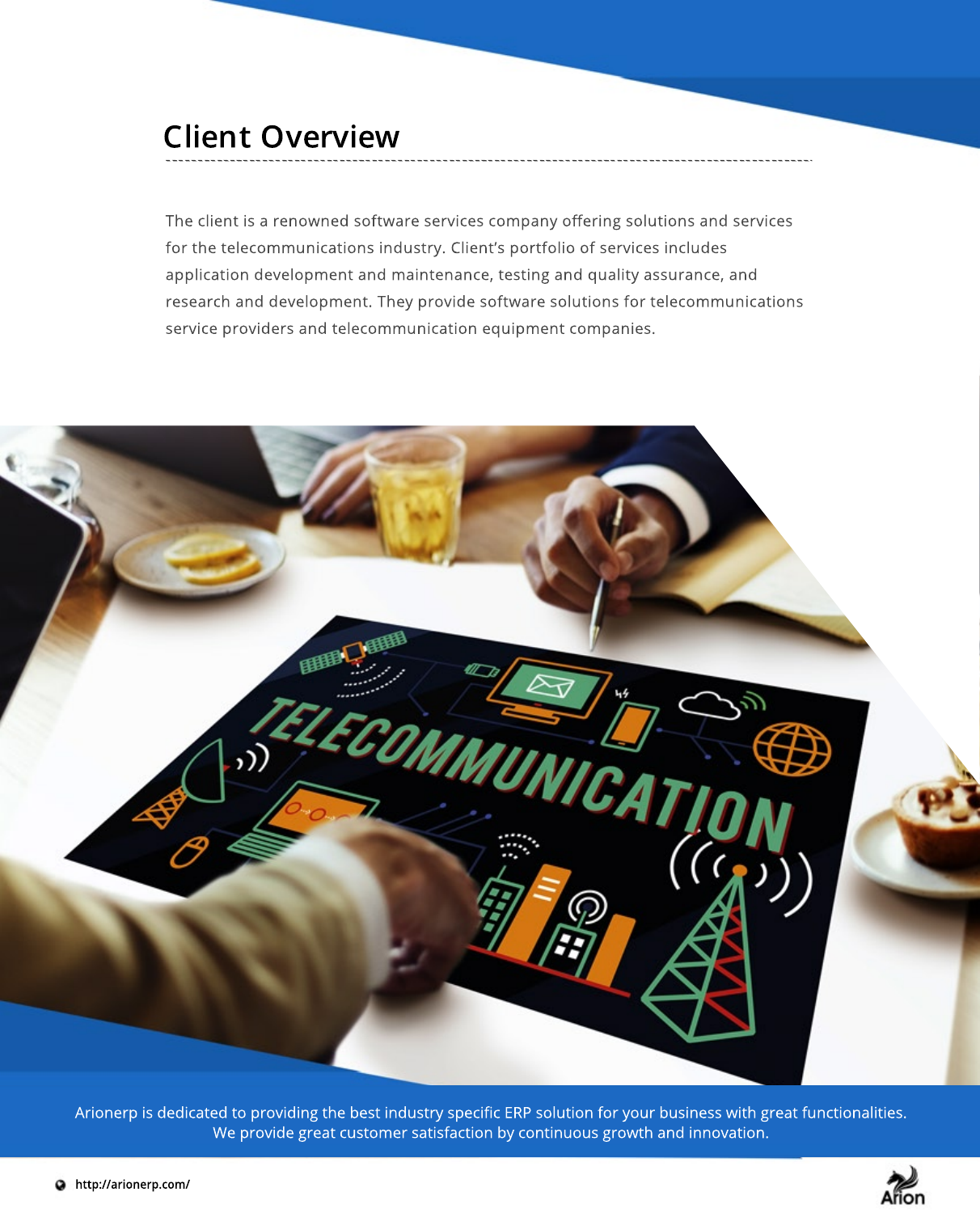## Client Overview

The client is a renowned software services company offering solutions and services for the telecommunications industry. Client's portfolio of services includes application development and maintenance, testing and quality assurance, and research and development. They provide software solutions for telecommunications service providers and telecommunication equipment companies.

Arionerp is dedicated to providing the best industry specific ERP solution for your business with great functionalities. We provide great customer satisfaction by continuous growth and innovation.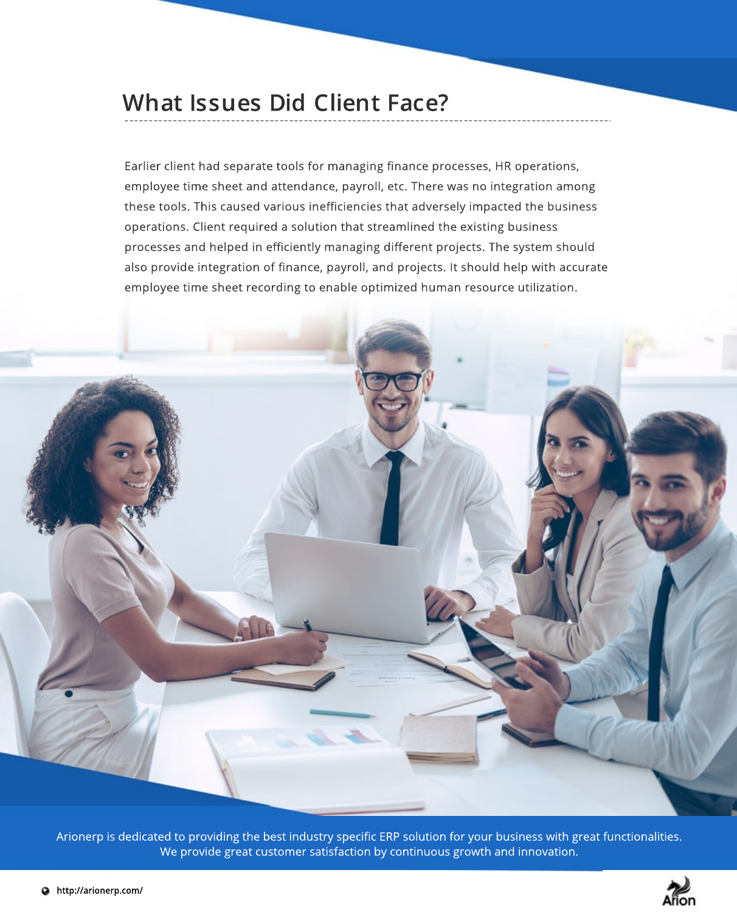## What Issues Did Client Face?

Earlier client had separate tools for managing finance processes, HR operations, employee time sheet and attendance, payroll, etc. There was no integration among these tools. This caused various inefficiencies that adversely impacted the business operations. Client required a solution that streamlined the existing business processes and helped in efficiently managing different projects. The system should also provide integration of finance, payroll, and projects. It should help with accurate employee time sheet recording to enable optimized human resource utilization.

Arionerp is dedicated to providing the best industry specific ERP solution for your business with great functionalities. We provide great customer satisfaction by continuous growth and innovation.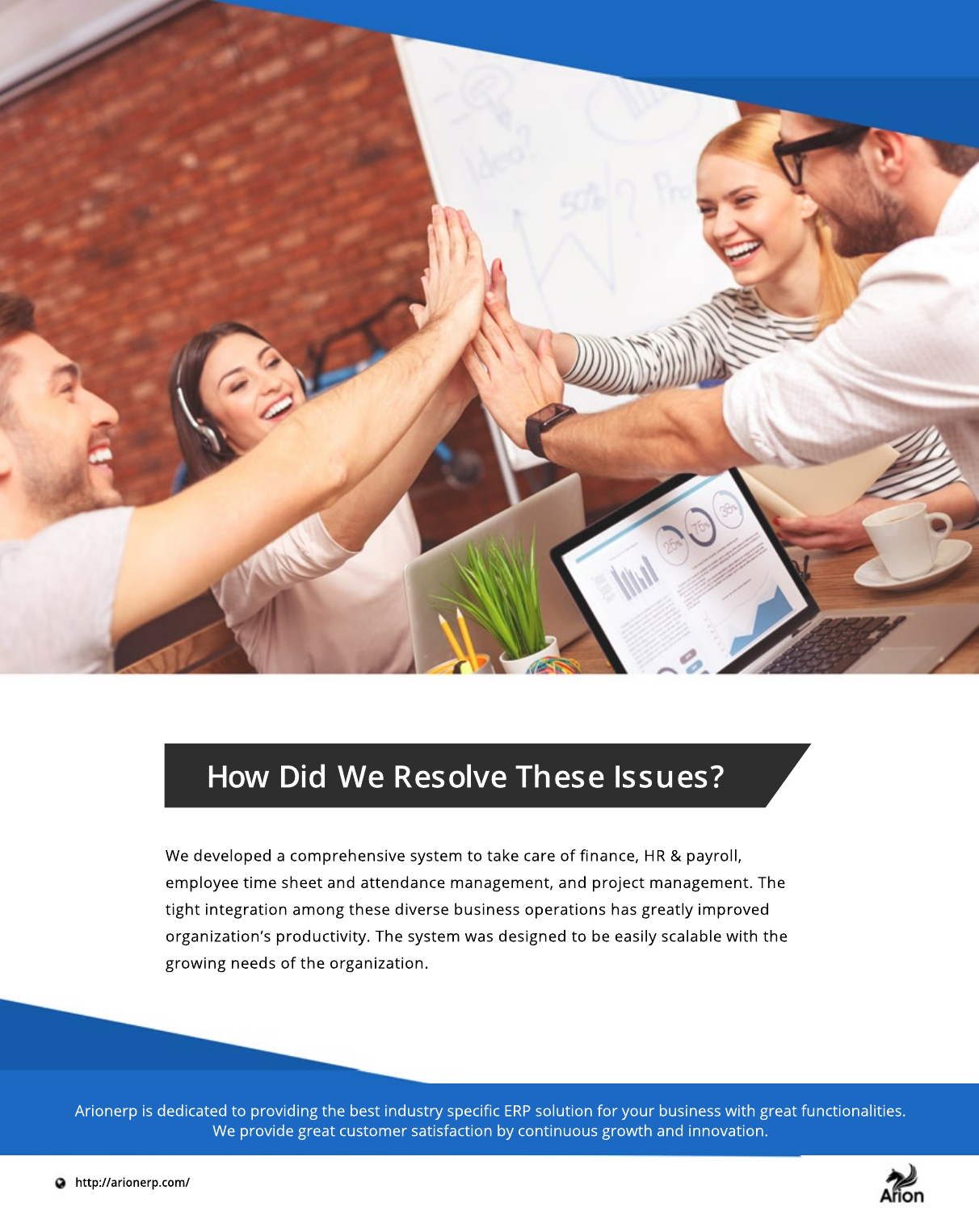## How Did We Resolve These Issues?

We developed a comprehensive system to take care of finance, HR & payroll, employee time sheet and attendance management, and project management. The tight integration among these diverse business operations has greatly improved organization's productivity. The system was designed to be easily scalable with the growing needs of the organization.

Arionerp is dedicated to providing the best industry specific ERP solution for your business with great functionalities. We provide great customer satisfaction by continuous growth and innovation.

http://arionerp.com/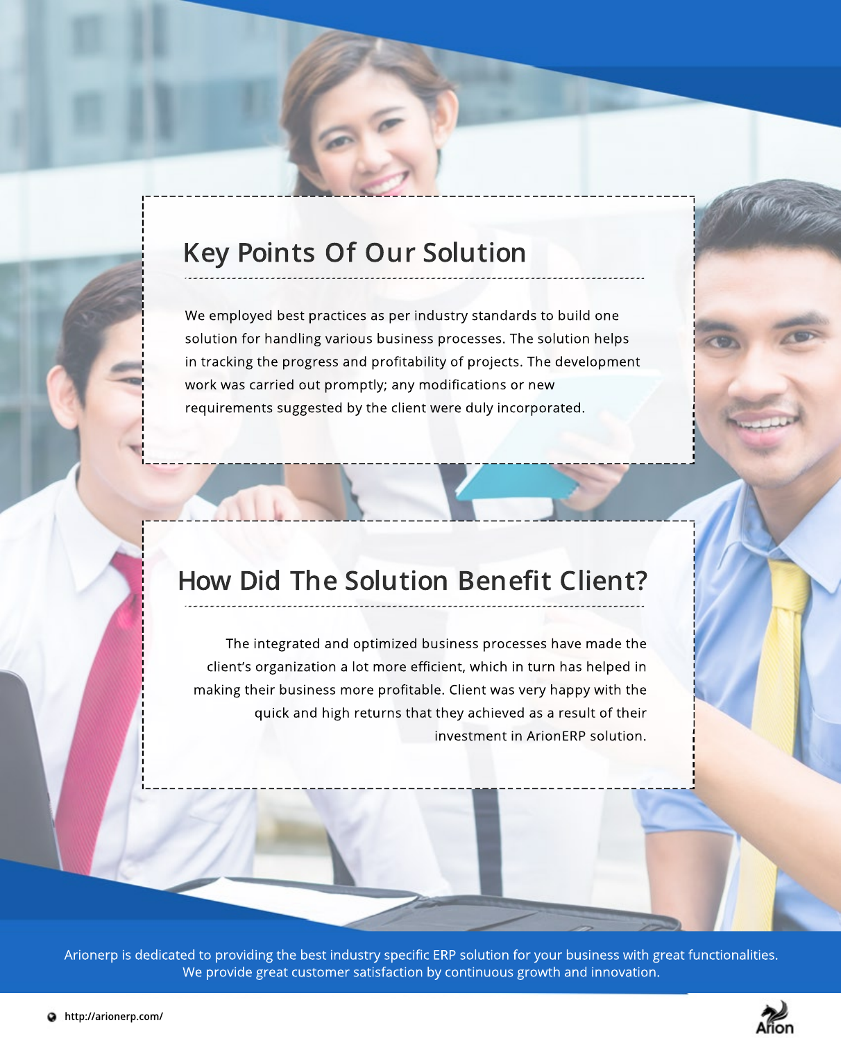## Key Points Of Our Solution

We employed best practices as per industry standards to build one solution for handling various business processes. The solution helps in tracking the progress and profitability of projects. The development work was carried out promptly; any modifications or new requirements suggested by the client were duly incorporated.

## How Did The Solution Benefit Client?

The integrated and optimized business processes have made the client's organization a lot more efficient, which in turn has helped in making their business more profitable. Client was very happy with the quick and high returns that they achieved as a result of their investment in ArionERP solution.

Arionerp is dedicated to providing the best industry specific ERP solution for your business with great functionalities. We provide great customer satisfaction by continuous growth and innovation.

http://arionerp.com/

Arion